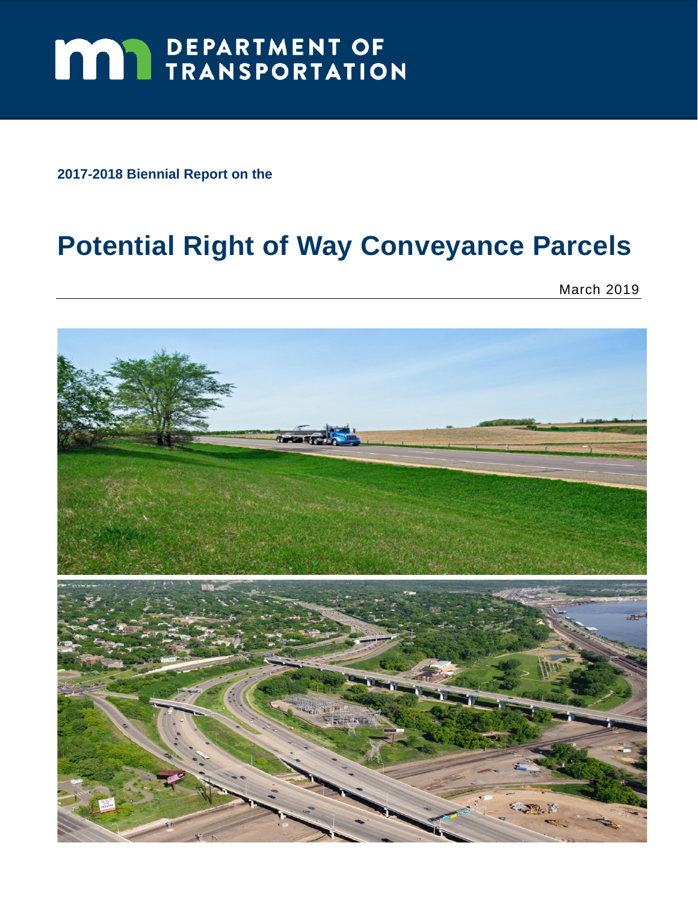DEPARTMENT OF TRANSPORTATION

**2017-2018 Biennial Report on the**

# Potential Right of Way Conveyance Parcels

March 2019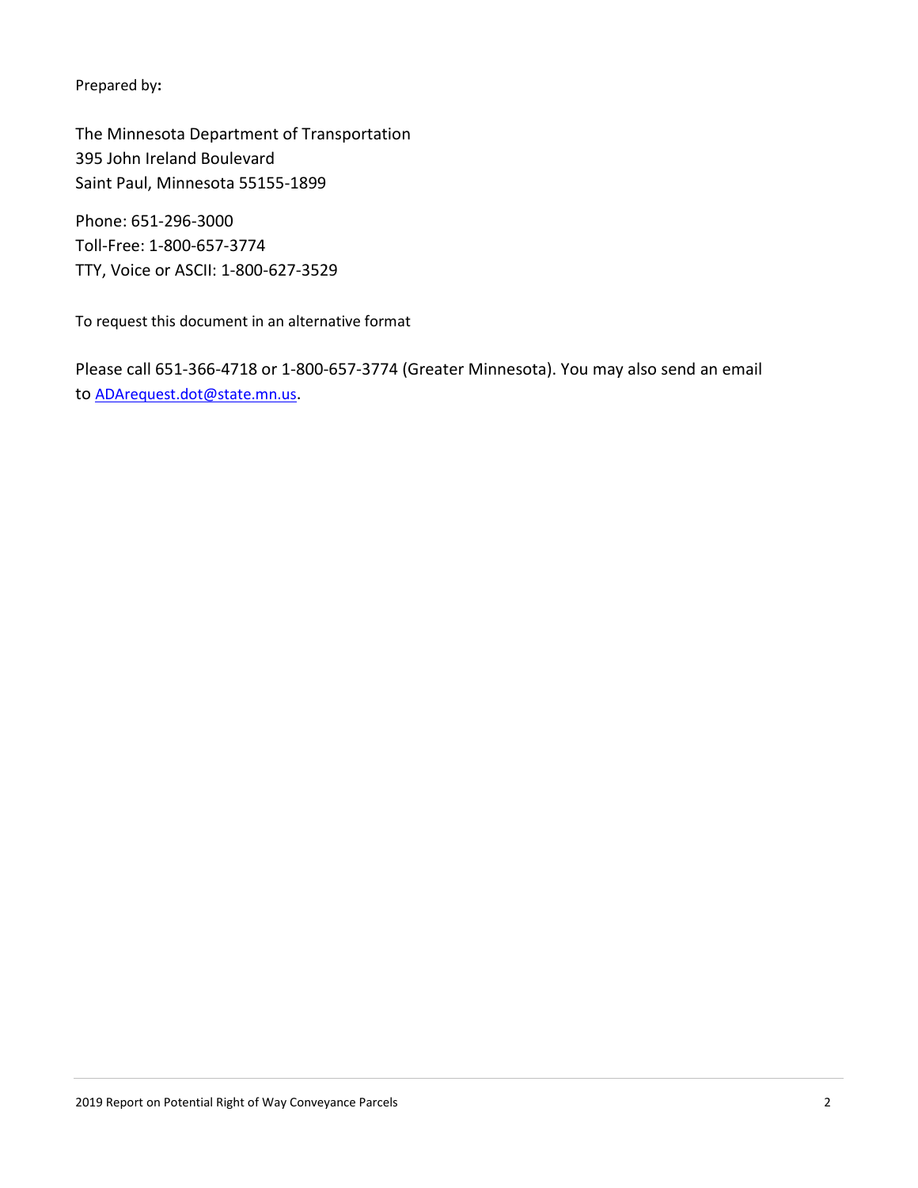Prepared by**:**

The Minnesota Department of Transportation
395 John Ireland Boulevard
Saint Paul, Minnesota 55155-1899

Phone: 651-296-3000
Toll-Free: 1-800-657-3774
TTY, Voice or ASCII: 1-800-627-3529

To request this document in an alternative format

Please call 651-366-4718 or 1-800-657-3774 (Greater Minnesota). You may also send an email to ADArequest.dot@state.mn.us.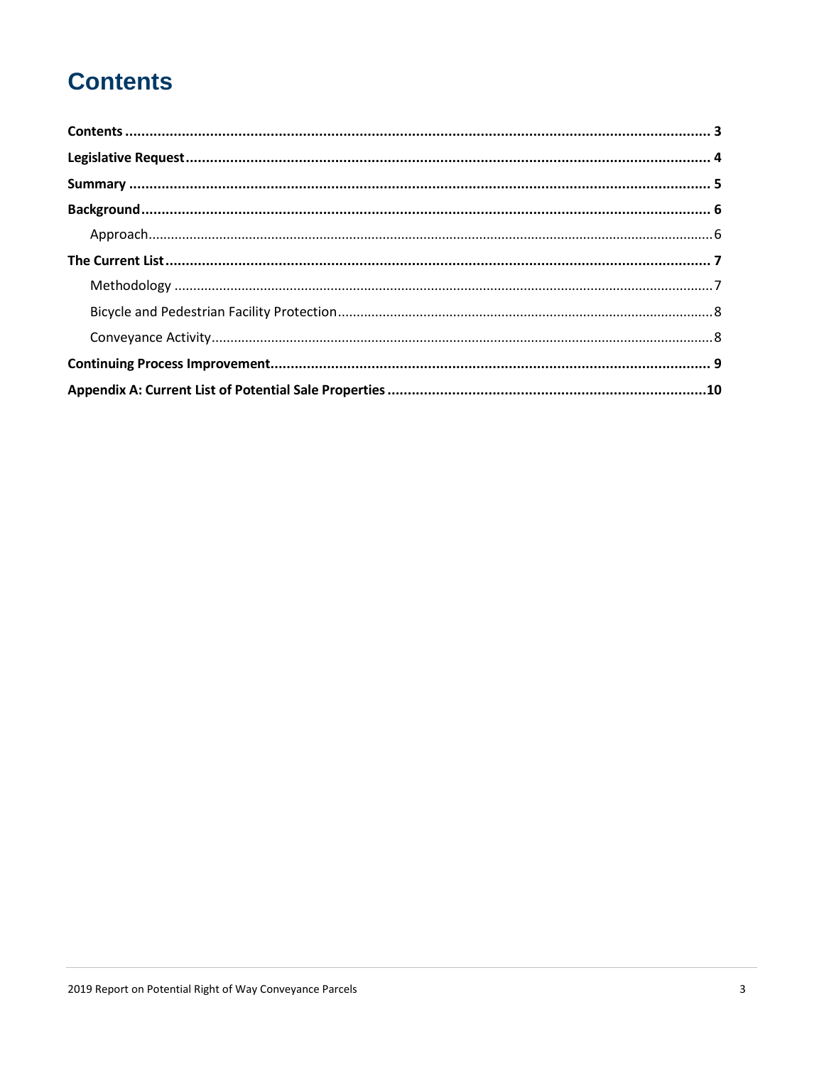# Contents

**Contents** .... **3**

**Legislative Request** .... **4**

**Summary** .... **5**

**Background** .... **6**

- Approach .... 6

**The Current List** .... **7**

- Methodology .... 7
- Bicycle and Pedestrian Facility Protection .... 8
- Conveyance Activity .... 8

**Continuing Process Improvement** .... **9**

**Appendix A: Current List of Potential Sale Properties** .... **10**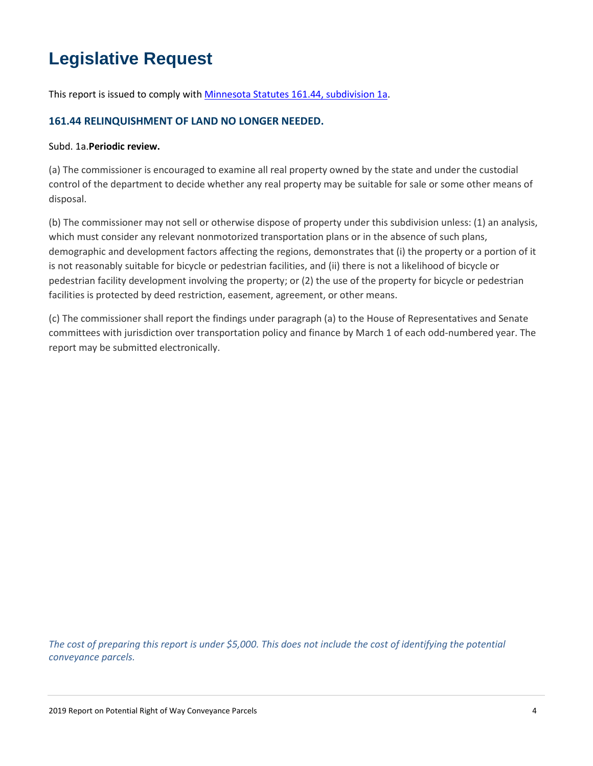# Legislative Request

This report is issued to comply with [Minnesota Statutes 161.44, subdivision 1a](#).

### 161.44 RELINQUISHMENT OF LAND NO LONGER NEEDED.

Subd. 1a.**Periodic review.**

(a) The commissioner is encouraged to examine all real property owned by the state and under the custodial control of the department to decide whether any real property may be suitable for sale or some other means of disposal.

(b) The commissioner may not sell or otherwise dispose of property under this subdivision unless: (1) an analysis, which must consider any relevant nonmotorized transportation plans or in the absence of such plans, demographic and development factors affecting the regions, demonstrates that (i) the property or a portion of it is not reasonably suitable for bicycle or pedestrian facilities, and (ii) there is not a likelihood of bicycle or pedestrian facility development involving the property; or (2) the use of the property for bicycle or pedestrian facilities is protected by deed restriction, easement, agreement, or other means.

(c) The commissioner shall report the findings under paragraph (a) to the House of Representatives and Senate committees with jurisdiction over transportation policy and finance by March 1 of each odd-numbered year. The report may be submitted electronically.

*The cost of preparing this report is under $5,000. This does not include the cost of identifying the potential conveyance parcels.*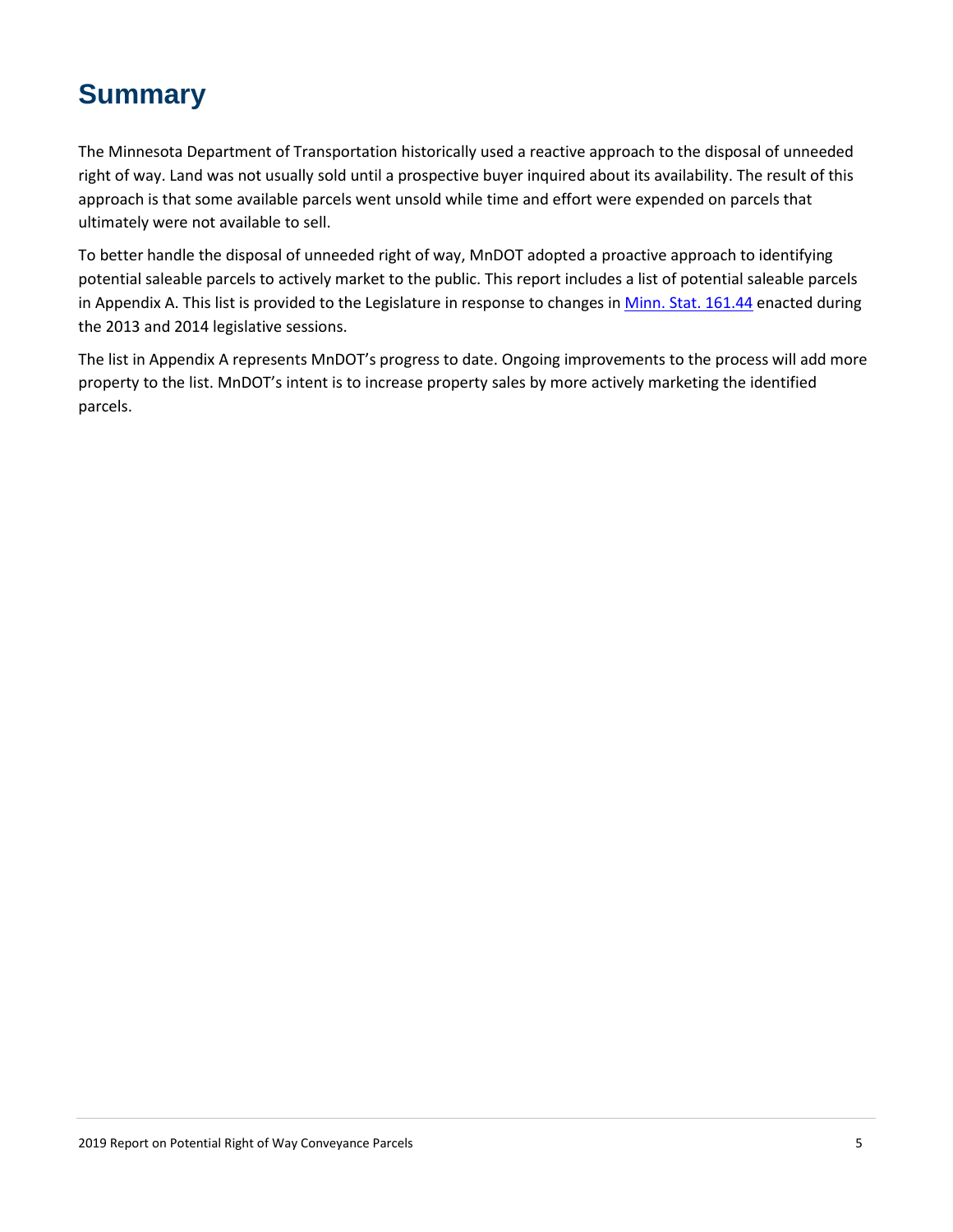# Summary

The Minnesota Department of Transportation historically used a reactive approach to the disposal of unneeded right of way. Land was not usually sold until a prospective buyer inquired about its availability. The result of this approach is that some available parcels went unsold while time and effort were expended on parcels that ultimately were not available to sell.

To better handle the disposal of unneeded right of way, MnDOT adopted a proactive approach to identifying potential saleable parcels to actively market to the public. This report includes a list of potential saleable parcels in Appendix A. This list is provided to the Legislature in response to changes in Minn. Stat. 161.44 enacted during the 2013 and 2014 legislative sessions.

The list in Appendix A represents MnDOT's progress to date. Ongoing improvements to the process will add more property to the list. MnDOT's intent is to increase property sales by more actively marketing the identified parcels.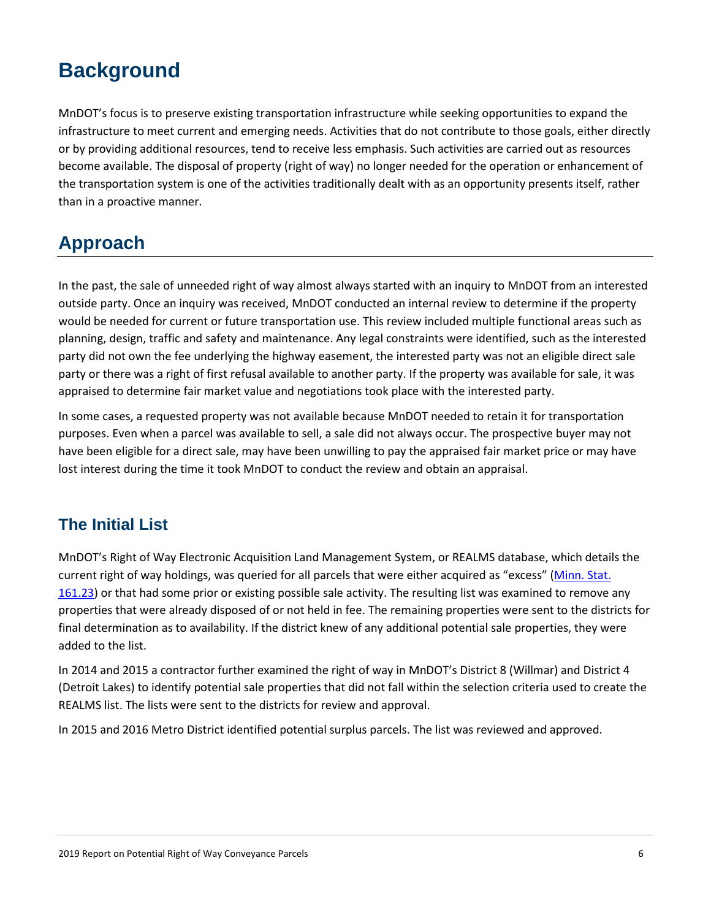# Background

MnDOT's focus is to preserve existing transportation infrastructure while seeking opportunities to expand the infrastructure to meet current and emerging needs. Activities that do not contribute to those goals, either directly or by providing additional resources, tend to receive less emphasis. Such activities are carried out as resources become available. The disposal of property (right of way) no longer needed for the operation or enhancement of the transportation system is one of the activities traditionally dealt with as an opportunity presents itself, rather than in a proactive manner.

# Approach

In the past, the sale of unneeded right of way almost always started with an inquiry to MnDOT from an interested outside party. Once an inquiry was received, MnDOT conducted an internal review to determine if the property would be needed for current or future transportation use. This review included multiple functional areas such as planning, design, traffic and safety and maintenance. Any legal constraints were identified, such as the interested party did not own the fee underlying the highway easement, the interested party was not an eligible direct sale party or there was a right of first refusal available to another party. If the property was available for sale, it was appraised to determine fair market value and negotiations took place with the interested party.

In some cases, a requested property was not available because MnDOT needed to retain it for transportation purposes. Even when a parcel was available to sell, a sale did not always occur. The prospective buyer may not have been eligible for a direct sale, may have been unwilling to pay the appraised fair market price or may have lost interest during the time it took MnDOT to conduct the review and obtain an appraisal.

## The Initial List

MnDOT's Right of Way Electronic Acquisition Land Management System, or REALMS database, which details the current right of way holdings, was queried for all parcels that were either acquired as "excess" (Minn. Stat. 161.23) or that had some prior or existing possible sale activity. The resulting list was examined to remove any properties that were already disposed of or not held in fee. The remaining properties were sent to the districts for final determination as to availability. If the district knew of any additional potential sale properties, they were added to the list.

In 2014 and 2015 a contractor further examined the right of way in MnDOT's District 8 (Willmar) and District 4 (Detroit Lakes) to identify potential sale properties that did not fall within the selection criteria used to create the REALMS list. The lists were sent to the districts for review and approval.

In 2015 and 2016 Metro District identified potential surplus parcels. The list was reviewed and approved.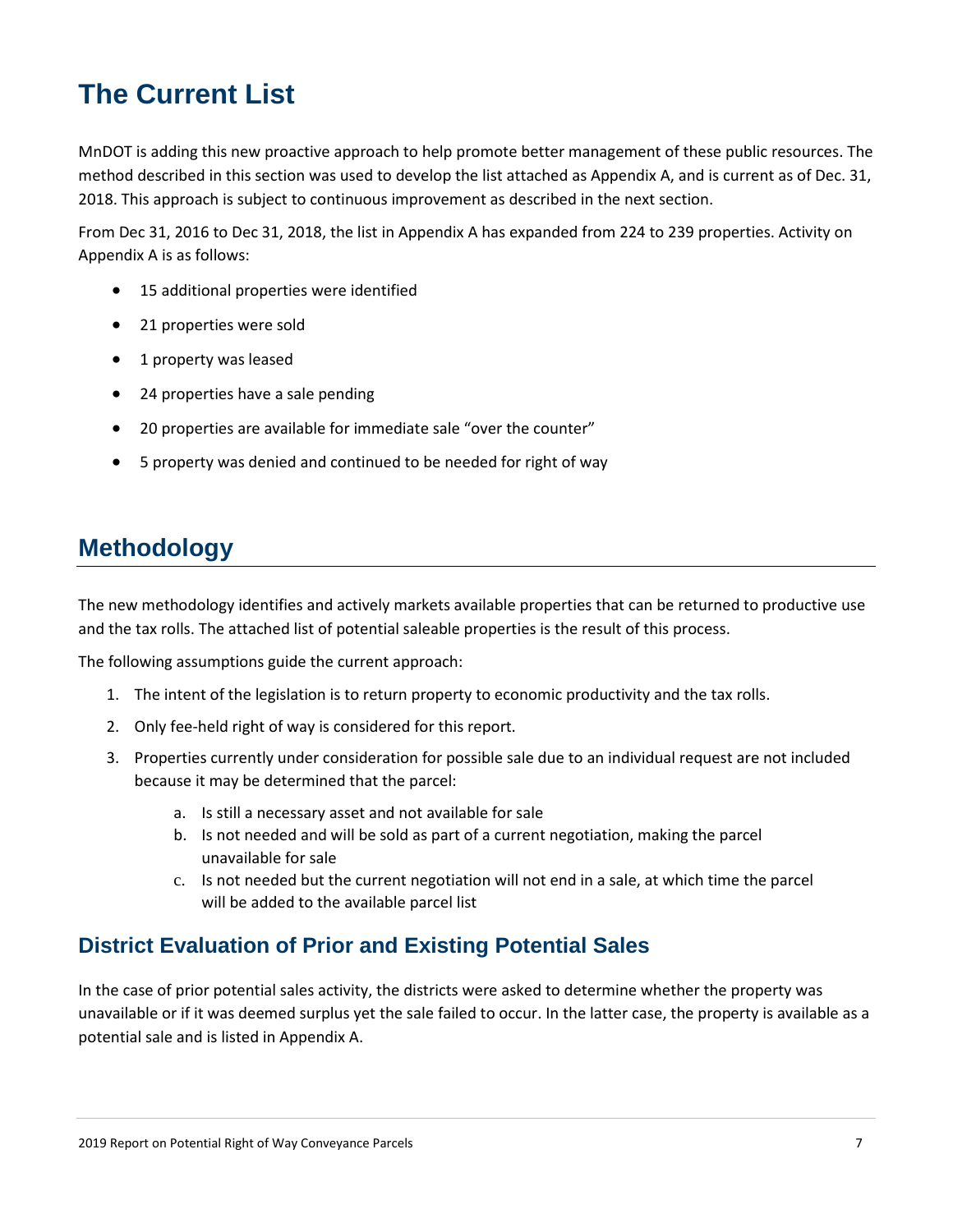# The Current List

MnDOT is adding this new proactive approach to help promote better management of these public resources. The method described in this section was used to develop the list attached as Appendix A, and is current as of Dec. 31, 2018. This approach is subject to continuous improvement as described in the next section.

From Dec 31, 2016 to Dec 31, 2018, the list in Appendix A has expanded from 224 to 239 properties. Activity on Appendix A is as follows:

- 15 additional properties were identified
- 21 properties were sold
- 1 property was leased
- 24 properties have a sale pending
- 20 properties are available for immediate sale "over the counter"
- 5 property was denied and continued to be needed for right of way

## Methodology

The new methodology identifies and actively markets available properties that can be returned to productive use and the tax rolls. The attached list of potential saleable properties is the result of this process.

The following assumptions guide the current approach:

1. The intent of the legislation is to return property to economic productivity and the tax rolls.
2. Only fee-held right of way is considered for this report.
3. Properties currently under consideration for possible sale due to an individual request are not included because it may be determined that the parcel:
   a. Is still a necessary asset and not available for sale
   b. Is not needed and will be sold as part of a current negotiation, making the parcel unavailable for sale
   c. Is not needed but the current negotiation will not end in a sale, at which time the parcel will be added to the available parcel list

### District Evaluation of Prior and Existing Potential Sales

In the case of prior potential sales activity, the districts were asked to determine whether the property was unavailable or if it was deemed surplus yet the sale failed to occur. In the latter case, the property is available as a potential sale and is listed in Appendix A.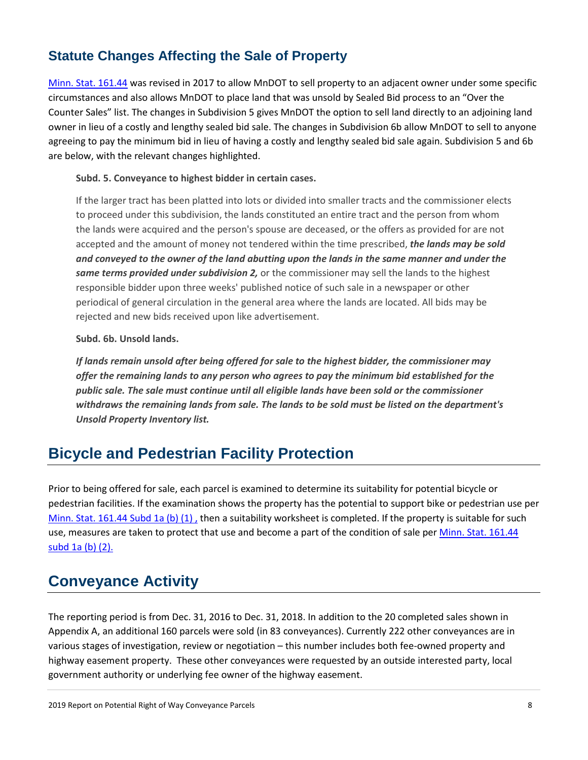## Statute Changes Affecting the Sale of Property

[Minn. Stat. 161.44](#) was revised in 2017 to allow MnDOT to sell property to an adjacent owner under some specific circumstances and also allows MnDOT to place land that was unsold by Sealed Bid process to an "Over the Counter Sales" list. The changes in Subdivision 5 gives MnDOT the option to sell land directly to an adjoining land owner in lieu of a costly and lengthy sealed bid sale. The changes in Subdivision 6b allow MnDOT to sell to anyone agreeing to pay the minimum bid in lieu of having a costly and lengthy sealed bid sale again. Subdivision 5 and 6b are below, with the relevant changes highlighted.

> **Subd. 5. Conveyance to highest bidder in certain cases.**
>
> If the larger tract has been platted into lots or divided into smaller tracts and the commissioner elects to proceed under this subdivision, the lands constituted an entire tract and the person from whom the lands were acquired and the person's spouse are deceased, or the offers as provided for are not accepted and the amount of money not tendered within the time prescribed, ***the lands may be sold and conveyed to the owner of the land abutting upon the lands in the same manner and under the same terms provided under subdivision 2,*** or the commissioner may sell the lands to the highest responsible bidder upon three weeks' published notice of such sale in a newspaper or other periodical of general circulation in the general area where the lands are located. All bids may be rejected and new bids received upon like advertisement.
>
> **Subd. 6b. Unsold lands.**
>
> ***If lands remain unsold after being offered for sale to the highest bidder, the commissioner may offer the remaining lands to any person who agrees to pay the minimum bid established for the public sale. The sale must continue until all eligible lands have been sold or the commissioner withdraws the remaining lands from sale. The lands to be sold must be listed on the department's Unsold Property Inventory list.***

# Bicycle and Pedestrian Facility Protection

Prior to being offered for sale, each parcel is examined to determine its suitability for potential bicycle or pedestrian facilities. If the examination shows the property has the potential to support bike or pedestrian use per [Minn. Stat. 161.44 Subd 1a (b) (1) ,](#) then a suitability worksheet is completed. If the property is suitable for such use, measures are taken to protect that use and become a part of the condition of sale per [Minn. Stat. 161.44 subd 1a (b) (2).](#)

# Conveyance Activity

The reporting period is from Dec. 31, 2016 to Dec. 31, 2018. In addition to the 20 completed sales shown in Appendix A, an additional 160 parcels were sold (in 83 conveyances). Currently 222 other conveyances are in various stages of investigation, review or negotiation – this number includes both fee-owned property and highway easement property. These other conveyances were requested by an outside interested party, local government authority or underlying fee owner of the highway easement.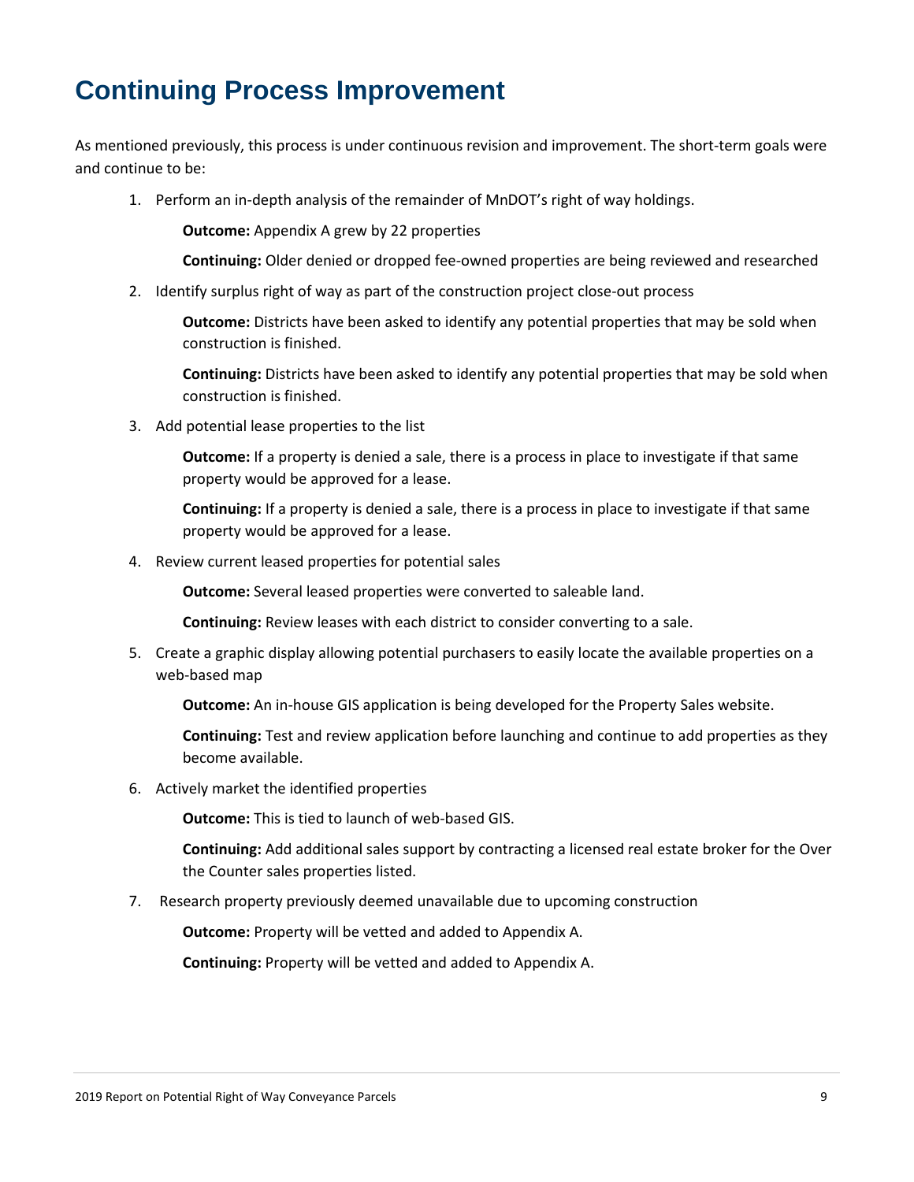# Continuing Process Improvement

As mentioned previously, this process is under continuous revision and improvement. The short-term goals were and continue to be:

1. Perform an in-depth analysis of the remainder of MnDOT's right of way holdings.

   **Outcome:** Appendix A grew by 22 properties

   **Continuing:** Older denied or dropped fee-owned properties are being reviewed and researched

2. Identify surplus right of way as part of the construction project close-out process

   **Outcome:** Districts have been asked to identify any potential properties that may be sold when construction is finished.

   **Continuing:** Districts have been asked to identify any potential properties that may be sold when construction is finished.

3. Add potential lease properties to the list

   **Outcome:** If a property is denied a sale, there is a process in place to investigate if that same property would be approved for a lease.

   **Continuing:** If a property is denied a sale, there is a process in place to investigate if that same property would be approved for a lease.

4. Review current leased properties for potential sales

   **Outcome:** Several leased properties were converted to saleable land.

   **Continuing:** Review leases with each district to consider converting to a sale.

5. Create a graphic display allowing potential purchasers to easily locate the available properties on a web-based map

   **Outcome:** An in-house GIS application is being developed for the Property Sales website.

   **Continuing:** Test and review application before launching and continue to add properties as they become available.

6. Actively market the identified properties

   **Outcome:** This is tied to launch of web-based GIS.

   **Continuing:** Add additional sales support by contracting a licensed real estate broker for the Over the Counter sales properties listed.

7. Research property previously deemed unavailable due to upcoming construction

   **Outcome:** Property will be vetted and added to Appendix A.

   **Continuing:** Property will be vetted and added to Appendix A.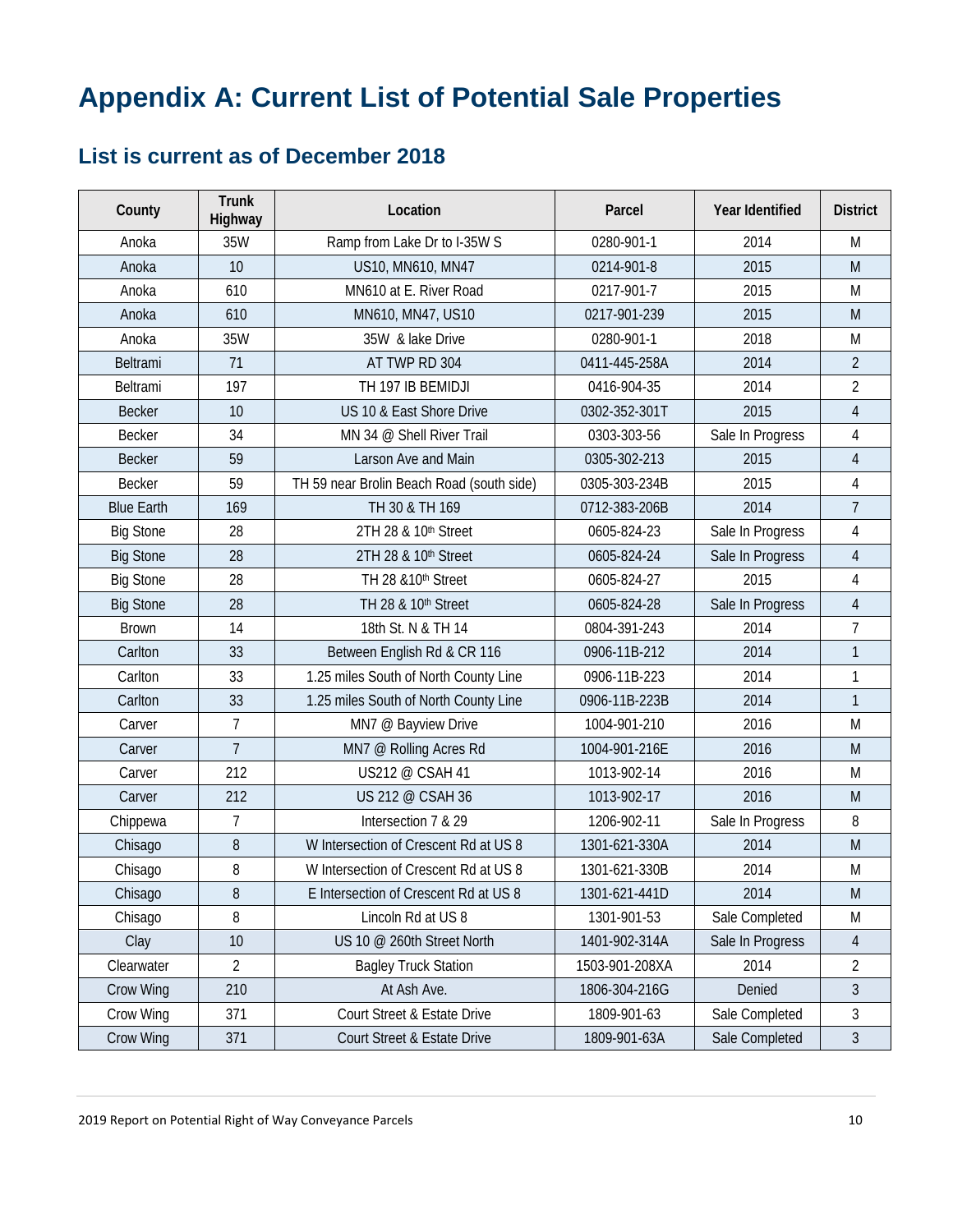# Appendix A: Current List of Potential Sale Properties

## List is current as of December 2018

| County | Trunk Highway | Location | Parcel | Year Identified | District |
|---|---|---|---|---|---|
| Anoka | 35W | Ramp from Lake Dr to I-35W S | 0280-901-1 | 2014 | M |
| Anoka | 10 | US10, MN610, MN47 | 0214-901-8 | 2015 | M |
| Anoka | 610 | MN610 at E. River Road | 0217-901-7 | 2015 | M |
| Anoka | 610 | MN610, MN47, US10 | 0217-901-239 | 2015 | M |
| Anoka | 35W | 35W & lake Drive | 0280-901-1 | 2018 | M |
| Beltrami | 71 | AT TWP RD 304 | 0411-445-258A | 2014 | 2 |
| Beltrami | 197 | TH 197 IB BEMIDJI | 0416-904-35 | 2014 | 2 |
| Becker | 10 | US 10 & East Shore Drive | 0302-352-301T | 2015 | 4 |
| Becker | 34 | MN 34 @ Shell River Trail | 0303-303-56 | Sale In Progress | 4 |
| Becker | 59 | Larson Ave and Main | 0305-302-213 | 2015 | 4 |
| Becker | 59 | TH 59 near Brolin Beach Road (south side) | 0305-303-234B | 2015 | 4 |
| Blue Earth | 169 | TH 30 & TH 169 | 0712-383-206B | 2014 | 7 |
| Big Stone | 28 | 2TH 28 & 10th Street | 0605-824-23 | Sale In Progress | 4 |
| Big Stone | 28 | 2TH 28 & 10th Street | 0605-824-24 | Sale In Progress | 4 |
| Big Stone | 28 | TH 28 &10th Street | 0605-824-27 | 2015 | 4 |
| Big Stone | 28 | TH 28 & 10th Street | 0605-824-28 | Sale In Progress | 4 |
| Brown | 14 | 18th St. N & TH 14 | 0804-391-243 | 2014 | 7 |
| Carlton | 33 | Between English Rd & CR 116 | 0906-11B-212 | 2014 | 1 |
| Carlton | 33 | 1.25 miles South of North County Line | 0906-11B-223 | 2014 | 1 |
| Carlton | 33 | 1.25 miles South of North County Line | 0906-11B-223B | 2014 | 1 |
| Carver | 7 | MN7 @ Bayview Drive | 1004-901-210 | 2016 | M |
| Carver | 7 | MN7 @ Rolling Acres Rd | 1004-901-216E | 2016 | M |
| Carver | 212 | US212 @ CSAH 41 | 1013-902-14 | 2016 | M |
| Carver | 212 | US 212 @ CSAH 36 | 1013-902-17 | 2016 | M |
| Chippewa | 7 | Intersection 7 & 29 | 1206-902-11 | Sale In Progress | 8 |
| Chisago | 8 | W Intersection of Crescent Rd at US 8 | 1301-621-330A | 2014 | M |
| Chisago | 8 | W Intersection of Crescent Rd at US 8 | 1301-621-330B | 2014 | M |
| Chisago | 8 | E Intersection of Crescent Rd at US 8 | 1301-621-441D | 2014 | M |
| Chisago | 8 | Lincoln Rd at US 8 | 1301-901-53 | Sale Completed | M |
| Clay | 10 | US 10 @ 260th Street North | 1401-902-314A | Sale In Progress | 4 |
| Clearwater | 2 | Bagley Truck Station | 1503-901-208XA | 2014 | 2 |
| Crow Wing | 210 | At Ash Ave. | 1806-304-216G | Denied | 3 |
| Crow Wing | 371 | Court Street & Estate Drive | 1809-901-63 | Sale Completed | 3 |
| Crow Wing | 371 | Court Street & Estate Drive | 1809-901-63A | Sale Completed | 3 |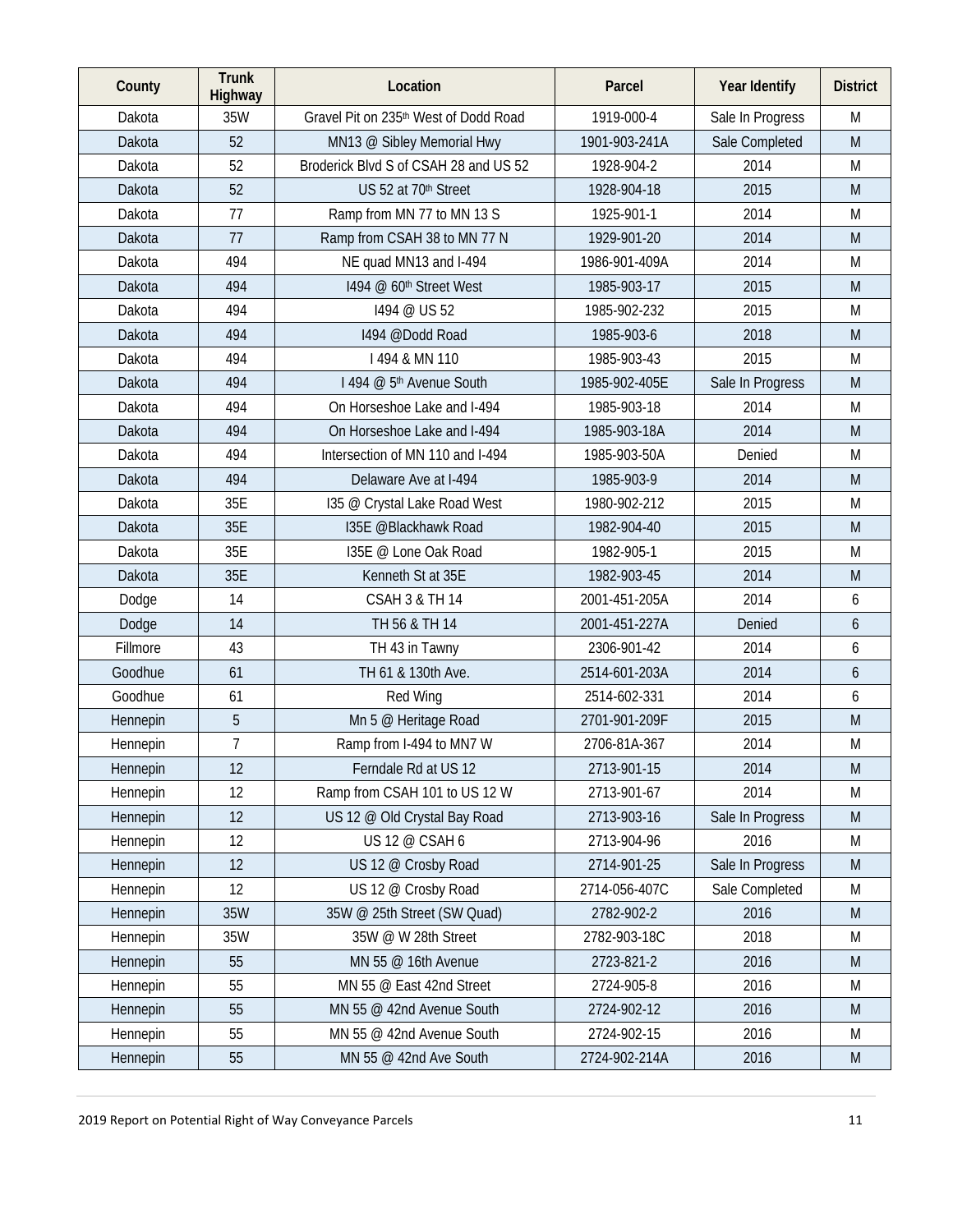| County | Trunk Highway | Location | Parcel | Year Identify | District |
|---|---|---|---|---|---|
| Dakota | 35W | Gravel Pit on 235th West of Dodd Road | 1919-000-4 | Sale In Progress | M |
| Dakota | 52 | MN13 @ Sibley Memorial Hwy | 1901-903-241A | Sale Completed | M |
| Dakota | 52 | Broderick Blvd S of CSAH 28 and US 52 | 1928-904-2 | 2014 | M |
| Dakota | 52 | US 52 at 70th Street | 1928-904-18 | 2015 | M |
| Dakota | 77 | Ramp from MN 77 to MN 13 S | 1925-901-1 | 2014 | M |
| Dakota | 77 | Ramp from CSAH 38 to MN 77 N | 1929-901-20 | 2014 | M |
| Dakota | 494 | NE quad MN13 and I-494 | 1986-901-409A | 2014 | M |
| Dakota | 494 | I494 @ 60th Street West | 1985-903-17 | 2015 | M |
| Dakota | 494 | I494 @ US 52 | 1985-902-232 | 2015 | M |
| Dakota | 494 | I494 @Dodd Road | 1985-903-6 | 2018 | M |
| Dakota | 494 | I 494 & MN 110 | 1985-903-43 | 2015 | M |
| Dakota | 494 | I 494 @ 5th Avenue South | 1985-902-405E | Sale In Progress | M |
| Dakota | 494 | On Horseshoe Lake and I-494 | 1985-903-18 | 2014 | M |
| Dakota | 494 | On Horseshoe Lake and I-494 | 1985-903-18A | 2014 | M |
| Dakota | 494 | Intersection of MN 110 and I-494 | 1985-903-50A | Denied | M |
| Dakota | 494 | Delaware Ave at I-494 | 1985-903-9 | 2014 | M |
| Dakota | 35E | I35 @ Crystal Lake Road West | 1980-902-212 | 2015 | M |
| Dakota | 35E | I35E @Blackhawk Road | 1982-904-40 | 2015 | M |
| Dakota | 35E | I35E @ Lone Oak Road | 1982-905-1 | 2015 | M |
| Dakota | 35E | Kenneth St at 35E | 1982-903-45 | 2014 | M |
| Dodge | 14 | CSAH 3 & TH 14 | 2001-451-205A | 2014 | 6 |
| Dodge | 14 | TH 56 & TH 14 | 2001-451-227A | Denied | 6 |
| Fillmore | 43 | TH 43 in Tawny | 2306-901-42 | 2014 | 6 |
| Goodhue | 61 | TH 61 & 130th Ave. | 2514-601-203A | 2014 | 6 |
| Goodhue | 61 | Red Wing | 2514-602-331 | 2014 | 6 |
| Hennepin | 5 | Mn 5 @ Heritage Road | 2701-901-209F | 2015 | M |
| Hennepin | 7 | Ramp from I-494 to MN7 W | 2706-81A-367 | 2014 | M |
| Hennepin | 12 | Ferndale Rd at US 12 | 2713-901-15 | 2014 | M |
| Hennepin | 12 | Ramp from CSAH 101 to US 12 W | 2713-901-67 | 2014 | M |
| Hennepin | 12 | US 12 @ Old Crystal Bay Road | 2713-903-16 | Sale In Progress | M |
| Hennepin | 12 | US 12 @ CSAH 6 | 2713-904-96 | 2016 | M |
| Hennepin | 12 | US 12 @ Crosby Road | 2714-901-25 | Sale In Progress | M |
| Hennepin | 12 | US 12 @ Crosby Road | 2714-056-407C | Sale Completed | M |
| Hennepin | 35W | 35W @ 25th Street (SW Quad) | 2782-902-2 | 2016 | M |
| Hennepin | 35W | 35W @ W 28th Street | 2782-903-18C | 2018 | M |
| Hennepin | 55 | MN 55 @ 16th Avenue | 2723-821-2 | 2016 | M |
| Hennepin | 55 | MN 55 @ East 42nd Street | 2724-905-8 | 2016 | M |
| Hennepin | 55 | MN 55 @ 42nd Avenue South | 2724-902-12 | 2016 | M |
| Hennepin | 55 | MN 55 @ 42nd Avenue South | 2724-902-15 | 2016 | M |
| Hennepin | 55 | MN 55 @ 42nd Ave South | 2724-902-214A | 2016 | M |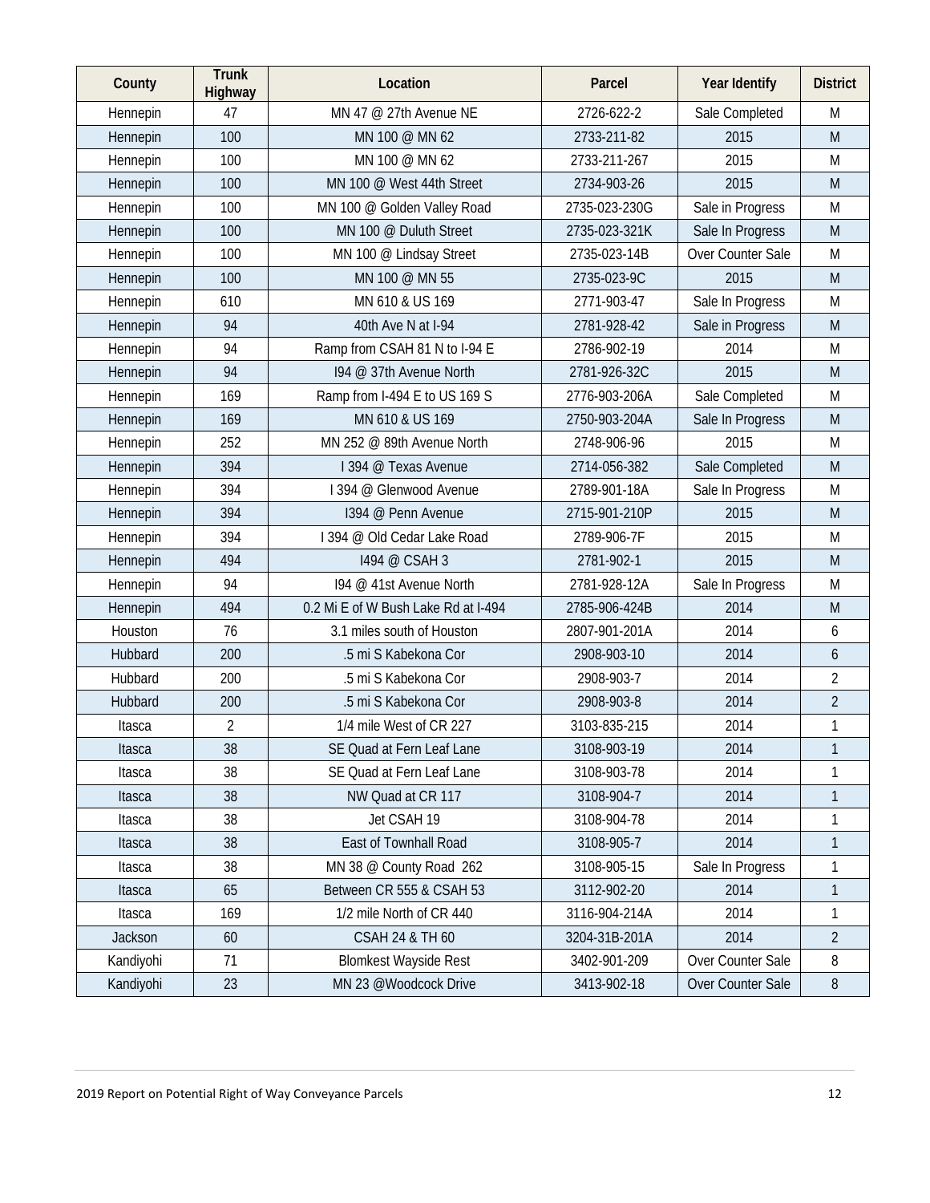| County | Trunk Highway | Location | Parcel | Year Identify | District |
|---|---|---|---|---|---|
| Hennepin | 47 | MN 47 @ 27th Avenue NE | 2726-622-2 | Sale Completed | M |
| Hennepin | 100 | MN 100 @ MN 62 | 2733-211-82 | 2015 | M |
| Hennepin | 100 | MN 100 @ MN 62 | 2733-211-267 | 2015 | M |
| Hennepin | 100 | MN 100 @ West 44th Street | 2734-903-26 | 2015 | M |
| Hennepin | 100 | MN 100 @ Golden Valley Road | 2735-023-230G | Sale in Progress | M |
| Hennepin | 100 | MN 100 @ Duluth Street | 2735-023-321K | Sale In Progress | M |
| Hennepin | 100 | MN 100 @ Lindsay Street | 2735-023-14B | Over Counter Sale | M |
| Hennepin | 100 | MN 100 @ MN 55 | 2735-023-9C | 2015 | M |
| Hennepin | 610 | MN 610 & US 169 | 2771-903-47 | Sale In Progress | M |
| Hennepin | 94 | 40th Ave N at I-94 | 2781-928-42 | Sale in Progress | M |
| Hennepin | 94 | Ramp from CSAH 81 N to I-94 E | 2786-902-19 | 2014 | M |
| Hennepin | 94 | I94 @ 37th Avenue North | 2781-926-32C | 2015 | M |
| Hennepin | 169 | Ramp from I-494 E to US 169 S | 2776-903-206A | Sale Completed | M |
| Hennepin | 169 | MN 610 & US 169 | 2750-903-204A | Sale In Progress | M |
| Hennepin | 252 | MN 252 @ 89th Avenue North | 2748-906-96 | 2015 | M |
| Hennepin | 394 | I 394 @ Texas Avenue | 2714-056-382 | Sale Completed | M |
| Hennepin | 394 | I 394 @ Glenwood Avenue | 2789-901-18A | Sale In Progress | M |
| Hennepin | 394 | I394 @ Penn Avenue | 2715-901-210P | 2015 | M |
| Hennepin | 394 | I 394 @ Old Cedar Lake Road | 2789-906-7F | 2015 | M |
| Hennepin | 494 | I494 @ CSAH 3 | 2781-902-1 | 2015 | M |
| Hennepin | 94 | I94 @ 41st Avenue North | 2781-928-12A | Sale In Progress | M |
| Hennepin | 494 | 0.2 Mi E of W Bush Lake Rd at I-494 | 2785-906-424B | 2014 | M |
| Houston | 76 | 3.1 miles south of Houston | 2807-901-201A | 2014 | 6 |
| Hubbard | 200 | .5 mi S Kabekona Cor | 2908-903-10 | 2014 | 6 |
| Hubbard | 200 | .5 mi S Kabekona Cor | 2908-903-7 | 2014 | 2 |
| Hubbard | 200 | .5 mi S Kabekona Cor | 2908-903-8 | 2014 | 2 |
| Itasca | 2 | 1/4 mile West of CR 227 | 3103-835-215 | 2014 | 1 |
| Itasca | 38 | SE Quad at Fern Leaf Lane | 3108-903-19 | 2014 | 1 |
| Itasca | 38 | SE Quad at Fern Leaf Lane | 3108-903-78 | 2014 | 1 |
| Itasca | 38 | NW Quad at CR 117 | 3108-904-7 | 2014 | 1 |
| Itasca | 38 | Jet CSAH 19 | 3108-904-78 | 2014 | 1 |
| Itasca | 38 | East of Townhall Road | 3108-905-7 | 2014 | 1 |
| Itasca | 38 | MN 38 @ County Road 262 | 3108-905-15 | Sale In Progress | 1 |
| Itasca | 65 | Between CR 555 & CSAH 53 | 3112-902-20 | 2014 | 1 |
| Itasca | 169 | 1/2 mile North of CR 440 | 3116-904-214A | 2014 | 1 |
| Jackson | 60 | CSAH 24 & TH 60 | 3204-31B-201A | 2014 | 2 |
| Kandiyohi | 71 | Blomkest Wayside Rest | 3402-901-209 | Over Counter Sale | 8 |
| Kandiyohi | 23 | MN 23 @Woodcock Drive | 3413-902-18 | Over Counter Sale | 8 |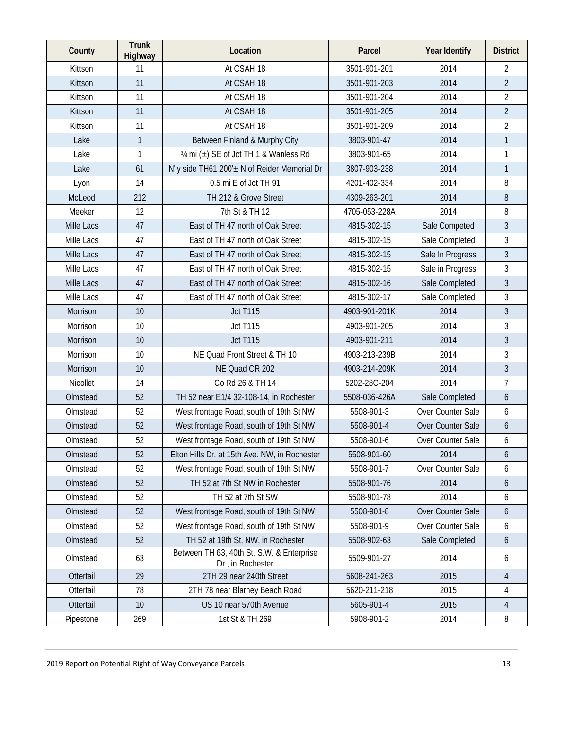| County | Trunk Highway | Location | Parcel | Year Identify | District |
|---|---|---|---|---|---|
| Kittson | 11 | At CSAH 18 | 3501-901-201 | 2014 | 2 |
| Kittson | 11 | At CSAH 18 | 3501-901-203 | 2014 | 2 |
| Kittson | 11 | At CSAH 18 | 3501-901-204 | 2014 | 2 |
| Kittson | 11 | At CSAH 18 | 3501-901-205 | 2014 | 2 |
| Kittson | 11 | At CSAH 18 | 3501-901-209 | 2014 | 2 |
| Lake | 1 | Between Finland & Murphy City | 3803-901-47 | 2014 | 1 |
| Lake | 1 | ¾ mi (±) SE of Jct TH 1 & Wanless Rd | 3803-901-65 | 2014 | 1 |
| Lake | 61 | N'ly side TH61 200'± N of Reider Memorial Dr | 3807-903-238 | 2014 | 1 |
| Lyon | 14 | 0.5 mi E of Jct TH 91 | 4201-402-334 | 2014 | 8 |
| McLeod | 212 | TH 212 & Grove Street | 4309-263-201 | 2014 | 8 |
| Meeker | 12 | 7th St & TH 12 | 4705-053-228A | 2014 | 8 |
| Mille Lacs | 47 | East of TH 47 north of Oak Street | 4815-302-15 | Sale Competed | 3 |
| Mille Lacs | 47 | East of TH 47 north of Oak Street | 4815-302-15 | Sale Completed | 3 |
| Mille Lacs | 47 | East of TH 47 north of Oak Street | 4815-302-15 | Sale In Progress | 3 |
| Mille Lacs | 47 | East of TH 47 north of Oak Street | 4815-302-15 | Sale in Progress | 3 |
| Mille Lacs | 47 | East of TH 47 north of Oak Street | 4815-302-16 | Sale Completed | 3 |
| Mille Lacs | 47 | East of TH 47 north of Oak Street | 4815-302-17 | Sale Completed | 3 |
| Morrison | 10 | Jct T115 | 4903-901-201K | 2014 | 3 |
| Morrison | 10 | Jct T115 | 4903-901-205 | 2014 | 3 |
| Morrison | 10 | Jct T115 | 4903-901-211 | 2014 | 3 |
| Morrison | 10 | NE Quad Front Street & TH 10 | 4903-213-239B | 2014 | 3 |
| Morrison | 10 | NE Quad CR 202 | 4903-214-209K | 2014 | 3 |
| Nicollet | 14 | Co Rd 26 & TH 14 | 5202-28C-204 | 2014 | 7 |
| Olmstead | 52 | TH 52 near E1/4 32-108-14, in Rochester | 5508-036-426A | Sale Completed | 6 |
| Olmstead | 52 | West frontage Road, south of 19th St NW | 5508-901-3 | Over Counter Sale | 6 |
| Olmstead | 52 | West frontage Road, south of 19th St NW | 5508-901-4 | Over Counter Sale | 6 |
| Olmstead | 52 | West frontage Road, south of 19th St NW | 5508-901-6 | Over Counter Sale | 6 |
| Olmstead | 52 | Elton Hills Dr. at 15th Ave. NW, in Rochester | 5508-901-60 | 2014 | 6 |
| Olmstead | 52 | West frontage Road, south of 19th St NW | 5508-901-7 | Over Counter Sale | 6 |
| Olmstead | 52 | TH 52 at 7th St NW in Rochester | 5508-901-76 | 2014 | 6 |
| Olmstead | 52 | TH 52 at 7th St SW | 5508-901-78 | 2014 | 6 |
| Olmstead | 52 | West frontage Road, south of 19th St NW | 5508-901-8 | Over Counter Sale | 6 |
| Olmstead | 52 | West frontage Road, south of 19th St NW | 5508-901-9 | Over Counter Sale | 6 |
| Olmstead | 52 | TH 52 at 19th St. NW, in Rochester | 5508-902-63 | Sale Completed | 6 |
| Olmstead | 63 | Between TH 63, 40th St. S.W. & Enterprise Dr., in Rochester | 5509-901-27 | 2014 | 6 |
| Ottertail | 29 | 2TH 29 near 240th Street | 5608-241-263 | 2015 | 4 |
| Ottertail | 78 | 2TH 78 near Blarney Beach Road | 5620-211-218 | 2015 | 4 |
| Ottertail | 10 | US 10 near 570th Avenue | 5605-901-4 | 2015 | 4 |
| Pipestone | 269 | 1st St & TH 269 | 5908-901-2 | 2014 | 8 |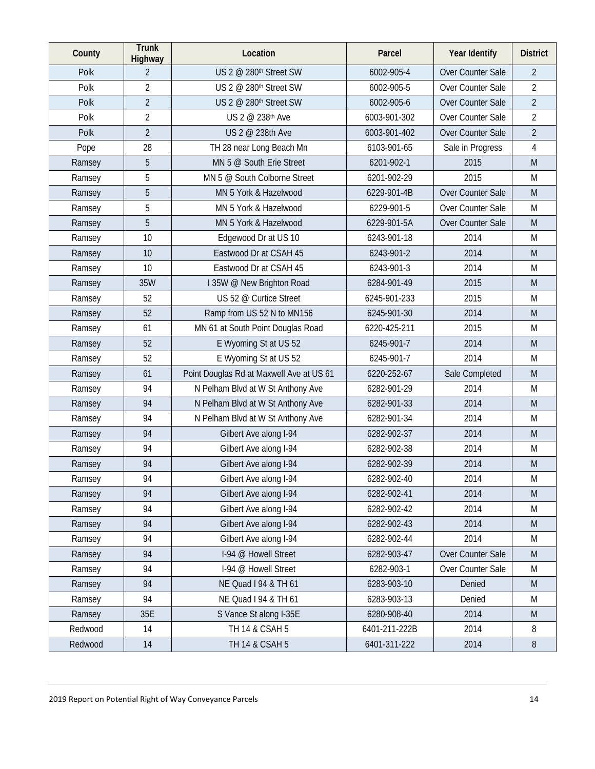| County | Trunk Highway | Location | Parcel | Year Identify | District |
|---|---|---|---|---|---|
| Polk | 2 | US 2 @ 280th Street SW | 6002-905-4 | Over Counter Sale | 2 |
| Polk | 2 | US 2 @ 280th Street SW | 6002-905-5 | Over Counter Sale | 2 |
| Polk | 2 | US 2 @ 280th Street SW | 6002-905-6 | Over Counter Sale | 2 |
| Polk | 2 | US 2 @ 238th Ave | 6003-901-302 | Over Counter Sale | 2 |
| Polk | 2 | US 2 @ 238th Ave | 6003-901-402 | Over Counter Sale | 2 |
| Pope | 28 | TH 28 near Long Beach Mn | 6103-901-65 | Sale in Progress | 4 |
| Ramsey | 5 | MN 5 @ South Erie Street | 6201-902-1 | 2015 | M |
| Ramsey | 5 | MN 5 @ South Colborne Street | 6201-902-29 | 2015 | M |
| Ramsey | 5 | MN 5 York & Hazelwood | 6229-901-4B | Over Counter Sale | M |
| Ramsey | 5 | MN 5 York & Hazelwood | 6229-901-5 | Over Counter Sale | M |
| Ramsey | 5 | MN 5 York & Hazelwood | 6229-901-5A | Over Counter Sale | M |
| Ramsey | 10 | Edgewood Dr at US 10 | 6243-901-18 | 2014 | M |
| Ramsey | 10 | Eastwood Dr at CSAH 45 | 6243-901-2 | 2014 | M |
| Ramsey | 10 | Eastwood Dr at CSAH 45 | 6243-901-3 | 2014 | M |
| Ramsey | 35W | I 35W @ New Brighton Road | 6284-901-49 | 2015 | M |
| Ramsey | 52 | US 52 @ Curtice Street | 6245-901-233 | 2015 | M |
| Ramsey | 52 | Ramp from US 52 N to MN156 | 6245-901-30 | 2014 | M |
| Ramsey | 61 | MN 61 at South Point Douglas Road | 6220-425-211 | 2015 | M |
| Ramsey | 52 | E Wyoming St at US 52 | 6245-901-7 | 2014 | M |
| Ramsey | 52 | E Wyoming St at US 52 | 6245-901-7 | 2014 | M |
| Ramsey | 61 | Point Douglas Rd at Maxwell Ave at US 61 | 6220-252-67 | Sale Completed | M |
| Ramsey | 94 | N Pelham Blvd at W St Anthony Ave | 6282-901-29 | 2014 | M |
| Ramsey | 94 | N Pelham Blvd at W St Anthony Ave | 6282-901-33 | 2014 | M |
| Ramsey | 94 | N Pelham Blvd at W St Anthony Ave | 6282-901-34 | 2014 | M |
| Ramsey | 94 | Gilbert Ave along I-94 | 6282-902-37 | 2014 | M |
| Ramsey | 94 | Gilbert Ave along I-94 | 6282-902-38 | 2014 | M |
| Ramsey | 94 | Gilbert Ave along I-94 | 6282-902-39 | 2014 | M |
| Ramsey | 94 | Gilbert Ave along I-94 | 6282-902-40 | 2014 | M |
| Ramsey | 94 | Gilbert Ave along I-94 | 6282-902-41 | 2014 | M |
| Ramsey | 94 | Gilbert Ave along I-94 | 6282-902-42 | 2014 | M |
| Ramsey | 94 | Gilbert Ave along I-94 | 6282-902-43 | 2014 | M |
| Ramsey | 94 | Gilbert Ave along I-94 | 6282-902-44 | 2014 | M |
| Ramsey | 94 | I-94 @ Howell Street | 6282-903-47 | Over Counter Sale | M |
| Ramsey | 94 | I-94 @ Howell Street | 6282-903-1 | Over Counter Sale | M |
| Ramsey | 94 | NE Quad I 94 & TH 61 | 6283-903-10 | Denied | M |
| Ramsey | 94 | NE Quad I 94 & TH 61 | 6283-903-13 | Denied | M |
| Ramsey | 35E | S Vance St along I-35E | 6280-908-40 | 2014 | M |
| Redwood | 14 | TH 14 & CSAH 5 | 6401-211-222B | 2014 | 8 |
| Redwood | 14 | TH 14 & CSAH 5 | 6401-311-222 | 2014 | 8 |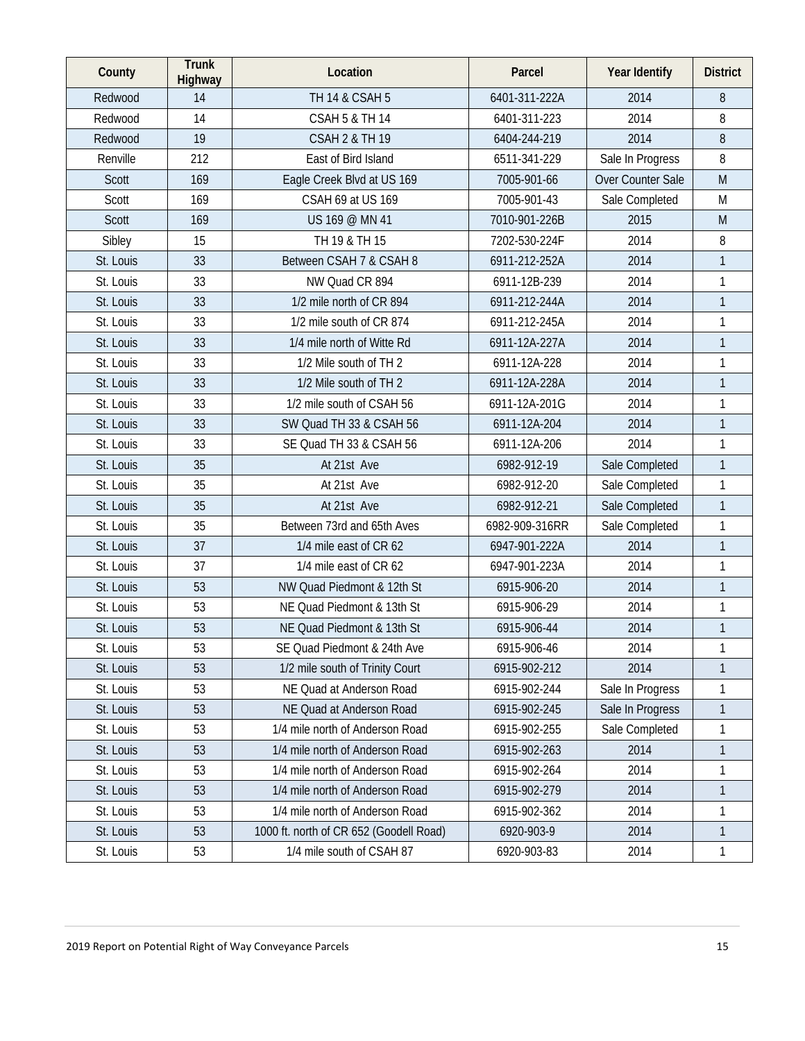| County | Trunk Highway | Location | Parcel | Year Identify | District |
|---|---|---|---|---|---|
| Redwood | 14 | TH 14 & CSAH 5 | 6401-311-222A | 2014 | 8 |
| Redwood | 14 | CSAH 5 & TH 14 | 6401-311-223 | 2014 | 8 |
| Redwood | 19 | CSAH 2 & TH 19 | 6404-244-219 | 2014 | 8 |
| Renville | 212 | East of Bird Island | 6511-341-229 | Sale In Progress | 8 |
| Scott | 169 | Eagle Creek Blvd at US 169 | 7005-901-66 | Over Counter Sale | M |
| Scott | 169 | CSAH 69 at US 169 | 7005-901-43 | Sale Completed | M |
| Scott | 169 | US 169 @ MN 41 | 7010-901-226B | 2015 | M |
| Sibley | 15 | TH 19 & TH 15 | 7202-530-224F | 2014 | 8 |
| St. Louis | 33 | Between CSAH 7 & CSAH 8 | 6911-212-252A | 2014 | 1 |
| St. Louis | 33 | NW Quad CR 894 | 6911-12B-239 | 2014 | 1 |
| St. Louis | 33 | 1/2 mile north of CR 894 | 6911-212-244A | 2014 | 1 |
| St. Louis | 33 | 1/2 mile south of CR 874 | 6911-212-245A | 2014 | 1 |
| St. Louis | 33 | 1/4 mile north of Witte Rd | 6911-12A-227A | 2014 | 1 |
| St. Louis | 33 | 1/2 Mile south of TH 2 | 6911-12A-228 | 2014 | 1 |
| St. Louis | 33 | 1/2 Mile south of TH 2 | 6911-12A-228A | 2014 | 1 |
| St. Louis | 33 | 1/2 mile south of CSAH 56 | 6911-12A-201G | 2014 | 1 |
| St. Louis | 33 | SW Quad TH 33 & CSAH 56 | 6911-12A-204 | 2014 | 1 |
| St. Louis | 33 | SE Quad TH 33 & CSAH 56 | 6911-12A-206 | 2014 | 1 |
| St. Louis | 35 | At 21st Ave | 6982-912-19 | Sale Completed | 1 |
| St. Louis | 35 | At 21st Ave | 6982-912-20 | Sale Completed | 1 |
| St. Louis | 35 | At 21st Ave | 6982-912-21 | Sale Completed | 1 |
| St. Louis | 35 | Between 73rd and 65th Aves | 6982-909-316RR | Sale Completed | 1 |
| St. Louis | 37 | 1/4 mile east of CR 62 | 6947-901-222A | 2014 | 1 |
| St. Louis | 37 | 1/4 mile east of CR 62 | 6947-901-223A | 2014 | 1 |
| St. Louis | 53 | NW Quad Piedmont & 12th St | 6915-906-20 | 2014 | 1 |
| St. Louis | 53 | NE Quad Piedmont & 13th St | 6915-906-29 | 2014 | 1 |
| St. Louis | 53 | NE Quad Piedmont & 13th St | 6915-906-44 | 2014 | 1 |
| St. Louis | 53 | SE Quad Piedmont & 24th Ave | 6915-906-46 | 2014 | 1 |
| St. Louis | 53 | 1/2 mile south of Trinity Court | 6915-902-212 | 2014 | 1 |
| St. Louis | 53 | NE Quad at Anderson Road | 6915-902-244 | Sale In Progress | 1 |
| St. Louis | 53 | NE Quad at Anderson Road | 6915-902-245 | Sale In Progress | 1 |
| St. Louis | 53 | 1/4 mile north of Anderson Road | 6915-902-255 | Sale Completed | 1 |
| St. Louis | 53 | 1/4 mile north of Anderson Road | 6915-902-263 | 2014 | 1 |
| St. Louis | 53 | 1/4 mile north of Anderson Road | 6915-902-264 | 2014 | 1 |
| St. Louis | 53 | 1/4 mile north of Anderson Road | 6915-902-279 | 2014 | 1 |
| St. Louis | 53 | 1/4 mile north of Anderson Road | 6915-902-362 | 2014 | 1 |
| St. Louis | 53 | 1000 ft. north of CR 652 (Goodell Road) | 6920-903-9 | 2014 | 1 |
| St. Louis | 53 | 1/4 mile south of CSAH 87 | 6920-903-83 | 2014 | 1 |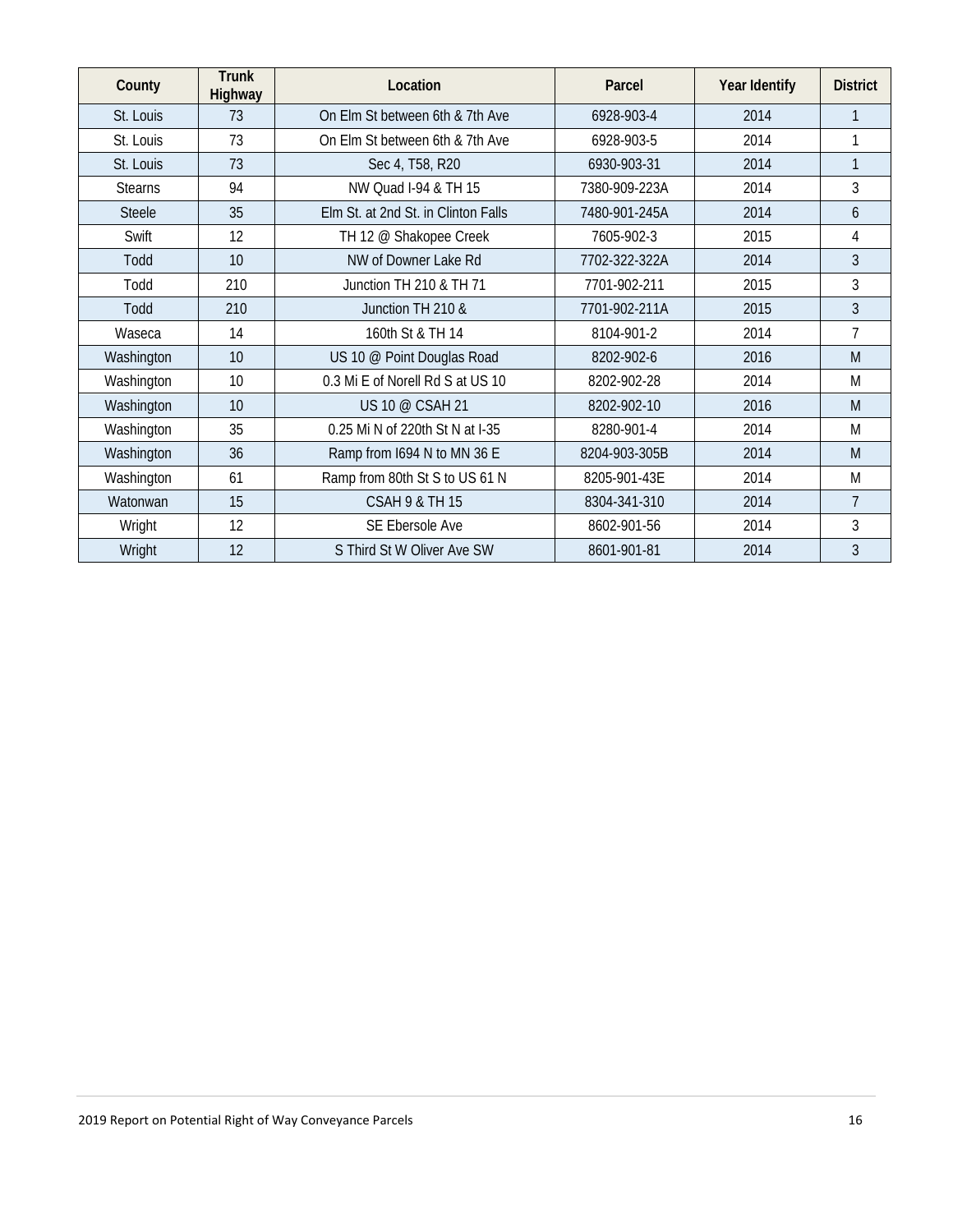| County | Trunk Highway | Location | Parcel | Year Identify | District |
|---|---|---|---|---|---|
| St. Louis | 73 | On Elm St between 6th & 7th Ave | 6928-903-4 | 2014 | 1 |
| St. Louis | 73 | On Elm St between 6th & 7th Ave | 6928-903-5 | 2014 | 1 |
| St. Louis | 73 | Sec 4, T58, R20 | 6930-903-31 | 2014 | 1 |
| Stearns | 94 | NW Quad I-94 & TH 15 | 7380-909-223A | 2014 | 3 |
| Steele | 35 | Elm St. at 2nd St. in Clinton Falls | 7480-901-245A | 2014 | 6 |
| Swift | 12 | TH 12 @ Shakopee Creek | 7605-902-3 | 2015 | 4 |
| Todd | 10 | NW of Downer Lake Rd | 7702-322-322A | 2014 | 3 |
| Todd | 210 | Junction TH 210 & TH 71 | 7701-902-211 | 2015 | 3 |
| Todd | 210 | Junction TH 210 & | 7701-902-211A | 2015 | 3 |
| Waseca | 14 | 160th St & TH 14 | 8104-901-2 | 2014 | 7 |
| Washington | 10 | US 10 @ Point Douglas Road | 8202-902-6 | 2016 | M |
| Washington | 10 | 0.3 Mi E of Norell Rd S at US 10 | 8202-902-28 | 2014 | M |
| Washington | 10 | US 10 @ CSAH 21 | 8202-902-10 | 2016 | M |
| Washington | 35 | 0.25 Mi N of 220th St N at I-35 | 8280-901-4 | 2014 | M |
| Washington | 36 | Ramp from I694 N to MN 36 E | 8204-903-305B | 2014 | M |
| Washington | 61 | Ramp from 80th St S to US 61 N | 8205-901-43E | 2014 | M |
| Watonwan | 15 | CSAH 9 & TH 15 | 8304-341-310 | 2014 | 7 |
| Wright | 12 | SE Ebersole Ave | 8602-901-56 | 2014 | 3 |
| Wright | 12 | S Third St W Oliver Ave SW | 8601-901-81 | 2014 | 3 |